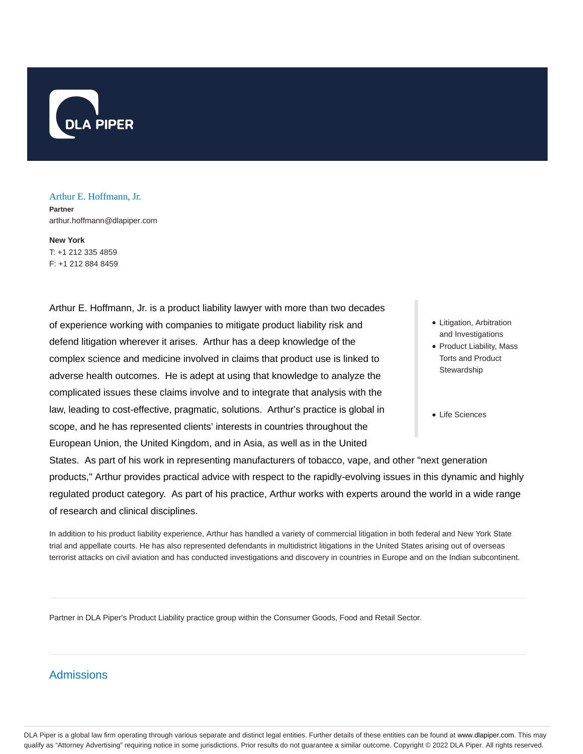DLA PIPER

# Arthur E. Hoffmann, Jr.

**Partner**
arthur.hoffmann@dlapiper.com

**New York**
T: +1 212 335 4859
F: +1 212 884 8459

Arthur E. Hoffmann, Jr. is a product liability lawyer with more than two decades of experience working with companies to mitigate product liability risk and defend litigation wherever it arises. Arthur has a deep knowledge of the complex science and medicine involved in claims that product use is linked to adverse health outcomes. He is adept at using that knowledge to analyze the complicated issues these claims involve and to integrate that analysis with the law, leading to cost-effective, pragmatic, solutions. Arthur's practice is global in scope, and he has represented clients' interests in countries throughout the European Union, the United Kingdom, and in Asia, as well as in the United States. As part of his work in representing manufacturers of tobacco, vape, and other "next generation products," Arthur provides practical advice with respect to the rapidly-evolving issues in this dynamic and highly regulated product category. As part of his practice, Arthur works with experts around the world in a wide range of research and clinical disciplines.

- Litigation, Arbitration and Investigations
- Product Liability, Mass Torts and Product Stewardship

- Life Sciences

In addition to his product liability experience, Arthur has handled a variety of commercial litigation in both federal and New York State trial and appellate courts. He has also represented defendants in multidistrict litigations in the United States arising out of overseas terrorist attacks on civil aviation and has conducted investigations and discovery in countries in Europe and on the Indian subcontinent.

Partner in DLA Piper's Product Liability practice group within the Consumer Goods, Food and Retail Sector.

## Admissions

DLA Piper is a global law firm operating through various separate and distinct legal entities. Further details of these entities can be found at www.dlapiper.com. This may qualify as "Attorney Advertising" requiring notice in some jurisdictions. Prior results do not guarantee a similar outcome. Copyright © 2022 DLA Piper. All rights reserved.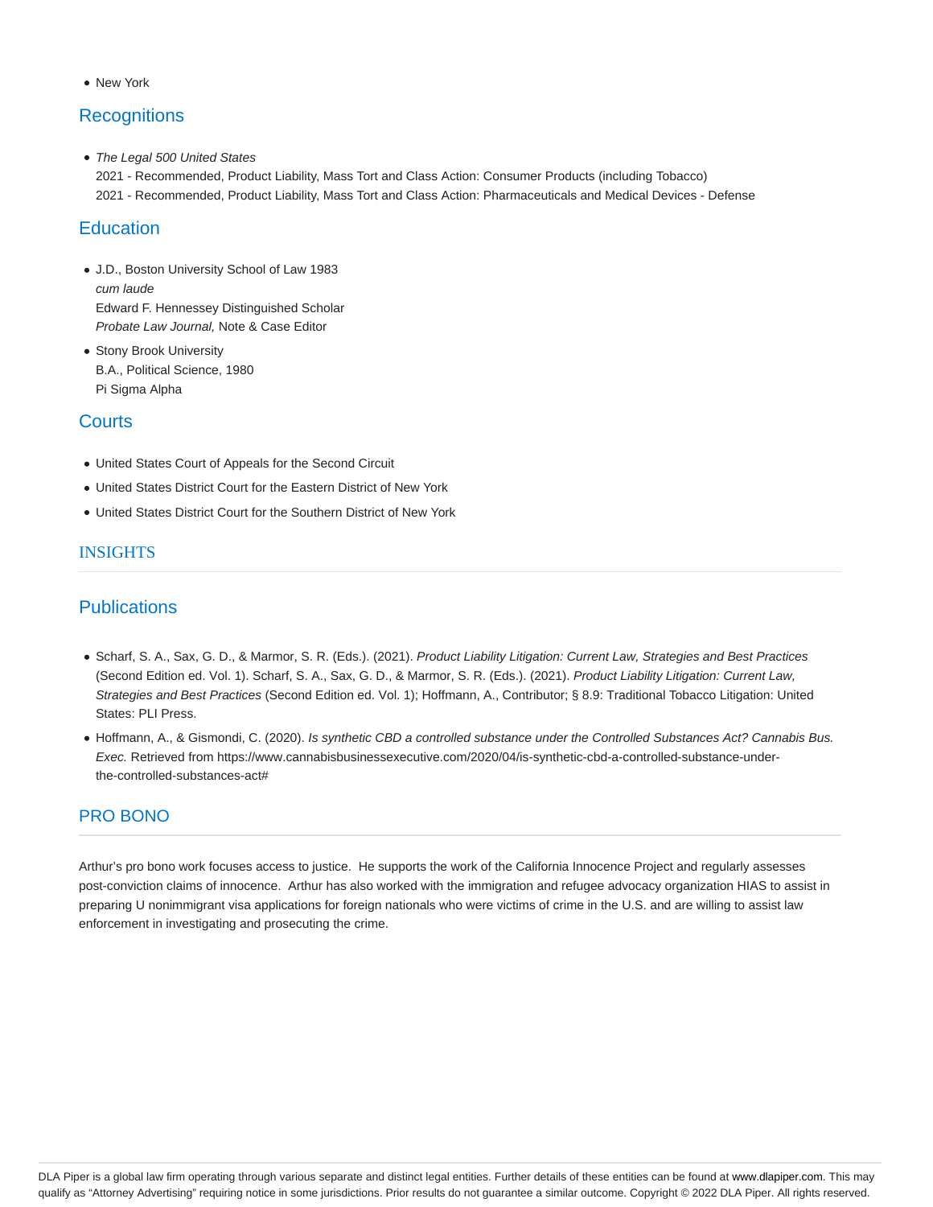- New York

## Recognitions

- *The Legal 500 United States*
  2021 - Recommended, Product Liability, Mass Tort and Class Action: Consumer Products (including Tobacco)
  2021 - Recommended, Product Liability, Mass Tort and Class Action: Pharmaceuticals and Medical Devices - Defense

## Education

- J.D., Boston University School of Law 1983
  *cum laude*
  Edward F. Hennessey Distinguished Scholar
  *Probate Law Journal,* Note & Case Editor
- Stony Brook University
  B.A., Political Science, 1980
  Pi Sigma Alpha

## Courts

- United States Court of Appeals for the Second Circuit
- United States District Court for the Eastern District of New York
- United States District Court for the Southern District of New York

## INSIGHTS

## Publications

- Scharf, S. A., Sax, G. D., & Marmor, S. R. (Eds.). (2021). *Product Liability Litigation: Current Law, Strategies and Best Practices* (Second Edition ed. Vol. 1). Scharf, S. A., Sax, G. D., & Marmor, S. R. (Eds.). (2021). *Product Liability Litigation: Current Law, Strategies and Best Practices* (Second Edition ed. Vol. 1); Hoffmann, A., Contributor; § 8.9: Traditional Tobacco Litigation: United States: PLI Press.
- Hoffmann, A., & Gismondi, C. (2020). *Is synthetic CBD a controlled substance under the Controlled Substances Act? Cannabis Bus. Exec.* Retrieved from https://www.cannabisbusinessexecutive.com/2020/04/is-synthetic-cbd-a-controlled-substance-under-the-controlled-substances-act#

## PRO BONO

Arthur's pro bono work focuses access to justice.  He supports the work of the California Innocence Project and regularly assesses post-conviction claims of innocence.  Arthur has also worked with the immigration and refugee advocacy organization HIAS to assist in preparing U nonimmigrant visa applications for foreign nationals who were victims of crime in the U.S. and are willing to assist law enforcement in investigating and prosecuting the crime.

DLA Piper is a global law firm operating through various separate and distinct legal entities. Further details of these entities can be found at www.dlapiper.com. This may qualify as "Attorney Advertising" requiring notice in some jurisdictions. Prior results do not guarantee a similar outcome. Copyright © 2022 DLA Piper. All rights reserved.